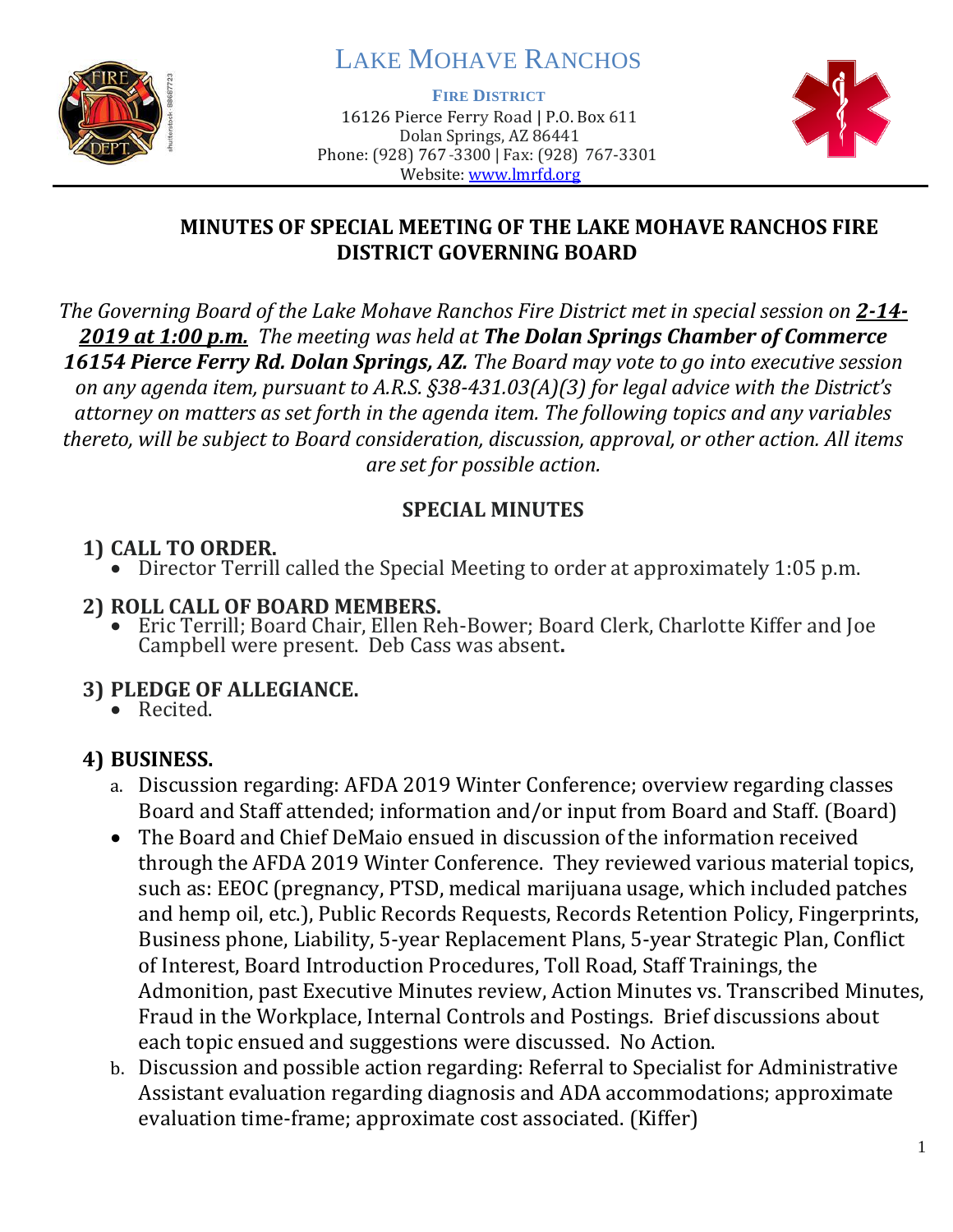# Lake Mohave Ranchos

**Fire District**
16126 Pierce Ferry Road | P.O. Box 611
Dolan Springs, AZ 86441
Phone: (928) 767-3300 | Fax: (928) 767-3301
Website: www.lmrfd.org

## MINUTES OF SPECIAL MEETING OF THE LAKE MOHAVE RANCHOS FIRE DISTRICT GOVERNING BOARD

*The Governing Board of the Lake Mohave Ranchos Fire District met in special session on* ***2-14-2019 at 1:00 p.m.*** *The meeting was held at* ***The Dolan Springs Chamber of Commerce 16154 Pierce Ferry Rd. Dolan Springs, AZ.*** *The Board may vote to go into executive session on any agenda item, pursuant to A.R.S. §38-431.03(A)(3) for legal advice with the District's attorney on matters as set forth in the agenda item. The following topics and any variables thereto, will be subject to Board consideration, discussion, approval, or other action. All items are set for possible action.*

## SPECIAL MINUTES

### 1) CALL TO ORDER.

- Director Terrill called the Special Meeting to order at approximately 1:05 p.m.

### 2) ROLL CALL OF BOARD MEMBERS.

- Eric Terrill; Board Chair, Ellen Reh-Bower; Board Clerk, Charlotte Kiffer and Joe Campbell were present. Deb Cass was absent**.**

### 3) PLEDGE OF ALLEGIANCE.

- Recited.

### 4) BUSINESS.

a. Discussion regarding: AFDA 2019 Winter Conference; overview regarding classes Board and Staff attended; information and/or input from Board and Staff. (Board)

- The Board and Chief DeMaio ensued in discussion of the information received through the AFDA 2019 Winter Conference. They reviewed various material topics, such as: EEOC (pregnancy, PTSD, medical marijuana usage, which included patches and hemp oil, etc.), Public Records Requests, Records Retention Policy, Fingerprints, Business phone, Liability, 5-year Replacement Plans, 5-year Strategic Plan, Conflict of Interest, Board Introduction Procedures, Toll Road, Staff Trainings, the Admonition, past Executive Minutes review, Action Minutes vs. Transcribed Minutes, Fraud in the Workplace, Internal Controls and Postings. Brief discussions about each topic ensued and suggestions were discussed. No Action.

b. Discussion and possible action regarding: Referral to Specialist for Administrative Assistant evaluation regarding diagnosis and ADA accommodations; approximate evaluation time-frame; approximate cost associated. (Kiffer)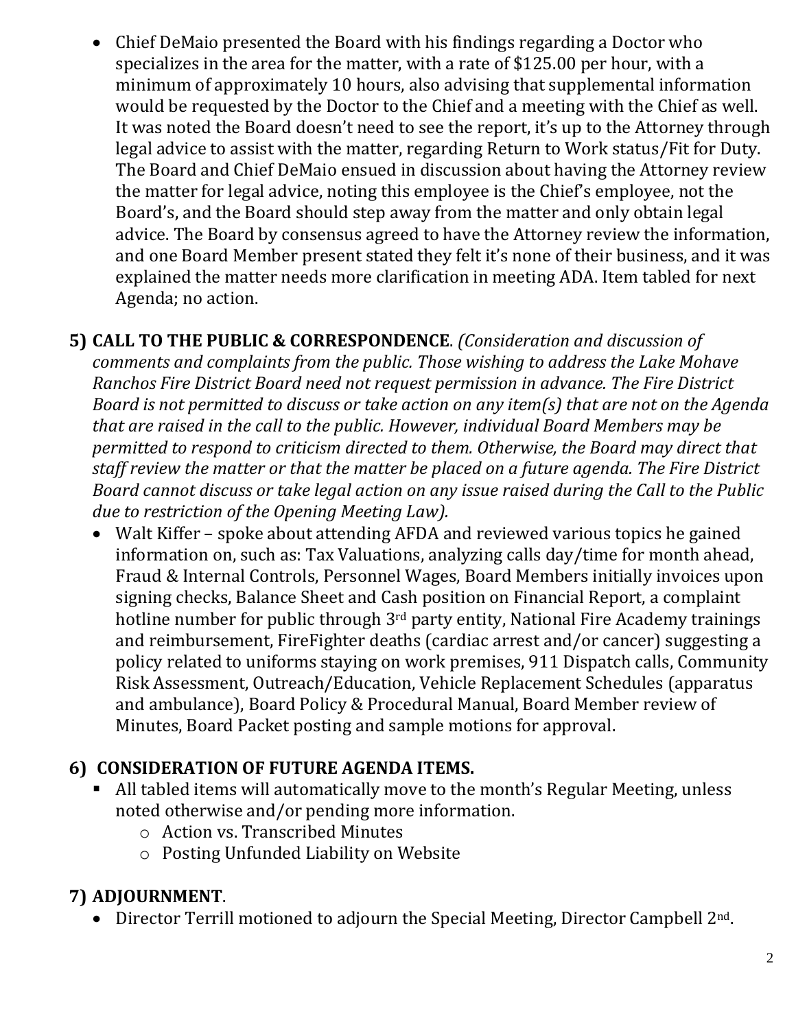- Chief DeMaio presented the Board with his findings regarding a Doctor who specializes in the area for the matter, with a rate of $125.00 per hour, with a minimum of approximately 10 hours, also advising that supplemental information would be requested by the Doctor to the Chief and a meeting with the Chief as well. It was noted the Board doesn't need to see the report, it's up to the Attorney through legal advice to assist with the matter, regarding Return to Work status/Fit for Duty. The Board and Chief DeMaio ensued in discussion about having the Attorney review the matter for legal advice, noting this employee is the Chief's employee, not the Board's, and the Board should step away from the matter and only obtain legal advice. The Board by consensus agreed to have the Attorney review the information, and one Board Member present stated they felt it's none of their business, and it was explained the matter needs more clarification in meeting ADA. Item tabled for next Agenda; no action.

**5) CALL TO THE PUBLIC & CORRESPONDENCE**. *(Consideration and discussion of comments and complaints from the public. Those wishing to address the Lake Mohave Ranchos Fire District Board need not request permission in advance. The Fire District Board is not permitted to discuss or take action on any item(s) that are not on the Agenda that are raised in the call to the public. However, individual Board Members may be permitted to respond to criticism directed to them. Otherwise, the Board may direct that staff review the matter or that the matter be placed on a future agenda. The Fire District Board cannot discuss or take legal action on any issue raised during the Call to the Public due to restriction of the Opening Meeting Law).*

- Walt Kiffer – spoke about attending AFDA and reviewed various topics he gained information on, such as: Tax Valuations, analyzing calls day/time for month ahead, Fraud & Internal Controls, Personnel Wages, Board Members initially invoices upon signing checks, Balance Sheet and Cash position on Financial Report, a complaint hotline number for public through 3rd party entity, National Fire Academy trainings and reimbursement, FireFighter deaths (cardiac arrest and/or cancer) suggesting a policy related to uniforms staying on work premises, 911 Dispatch calls, Community Risk Assessment, Outreach/Education, Vehicle Replacement Schedules (apparatus and ambulance), Board Policy & Procedural Manual, Board Member review of Minutes, Board Packet posting and sample motions for approval.

## 6) CONSIDERATION OF FUTURE AGENDA ITEMS.

- All tabled items will automatically move to the month's Regular Meeting, unless noted otherwise and/or pending more information.
  - Action vs. Transcribed Minutes
  - Posting Unfunded Liability on Website

## 7) ADJOURNMENT.

- Director Terrill motioned to adjourn the Special Meeting, Director Campbell 2nd.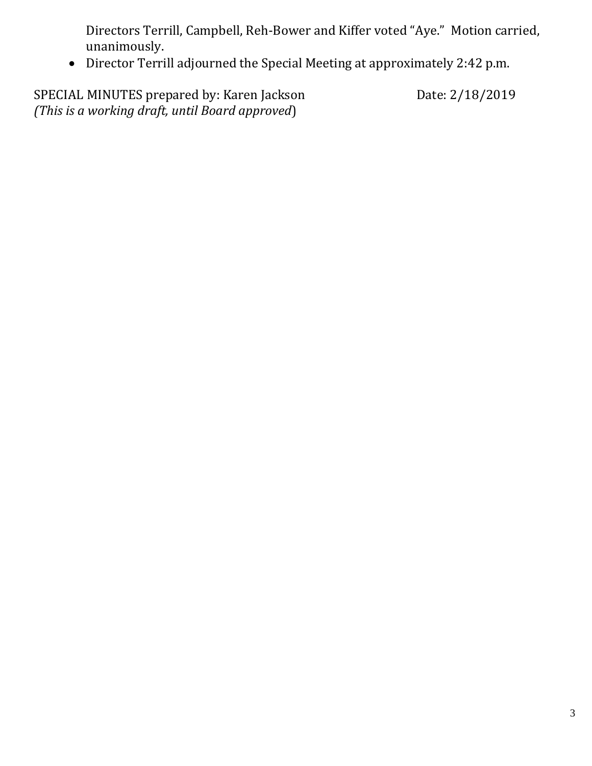Directors Terrill, Campbell, Reh-Bower and Kiffer voted "Aye." Motion carried, unanimously.

- Director Terrill adjourned the Special Meeting at approximately 2:42 p.m.

SPECIAL MINUTES prepared by: Karen Jackson Date: 2/18/2019
*(This is a working draft, until Board approved*)